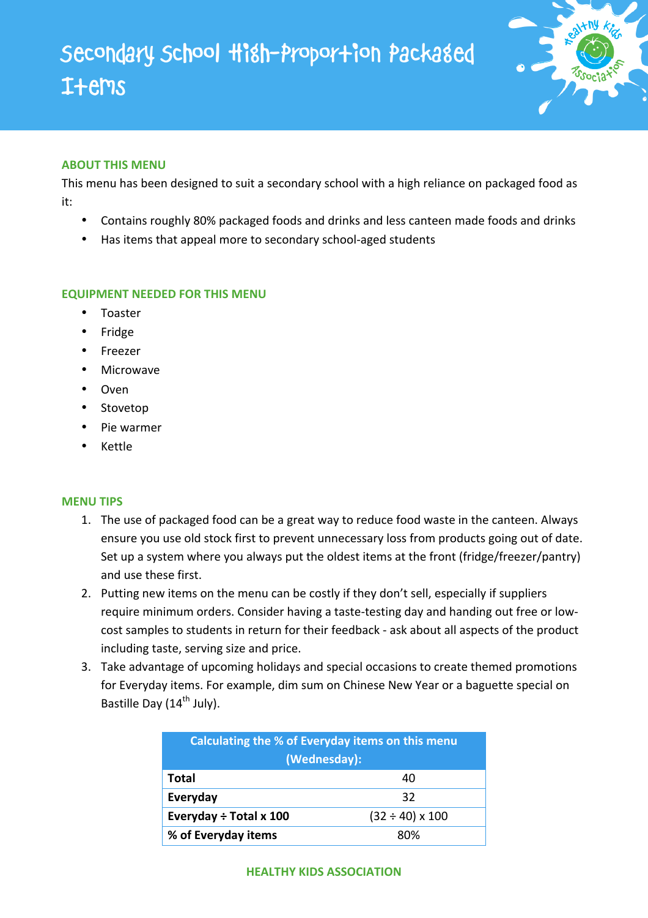# Secondary School High-Proportion Packaged Items

## ABOUT THIS MENU

This menu has been designed to suit a secondary school with a high reliance on packaged food as it:

- Contains roughly 80% packaged foods and drinks and less canteen made foods and drinks
- Has items that appeal more to secondary school-aged students

## EQUIPMENT NEEDED FOR THIS MENU

- Toaster
- Fridge
- Freezer
- Microwave
- Oven
- Stovetop
- Pie warmer
- Kettle

## MENU TIPS

1. The use of packaged food can be a great way to reduce food waste in the canteen. Always ensure you use old stock first to prevent unnecessary loss from products going out of date. Set up a system where you always put the oldest items at the front (fridge/freezer/pantry) and use these first.
2. Putting new items on the menu can be costly if they don't sell, especially if suppliers require minimum orders. Consider having a taste-testing day and handing out free or low-cost samples to students in return for their feedback - ask about all aspects of the product including taste, serving size and price.
3. Take advantage of upcoming holidays and special occasions to create themed promotions for Everyday items. For example, dim sum on Chinese New Year or a baguette special on Bastille Day (14th July).

| Calculating the % of Everyday items on this menu (Wednesday): | |
|---|---|
| **Total** | 40 |
| **Everyday** | 32 |
| **Everyday ÷ Total x 100** | (32 ÷ 40) x 100 |
| **% of Everyday items** | 80% |

**HEALTHY KIDS ASSOCIATION**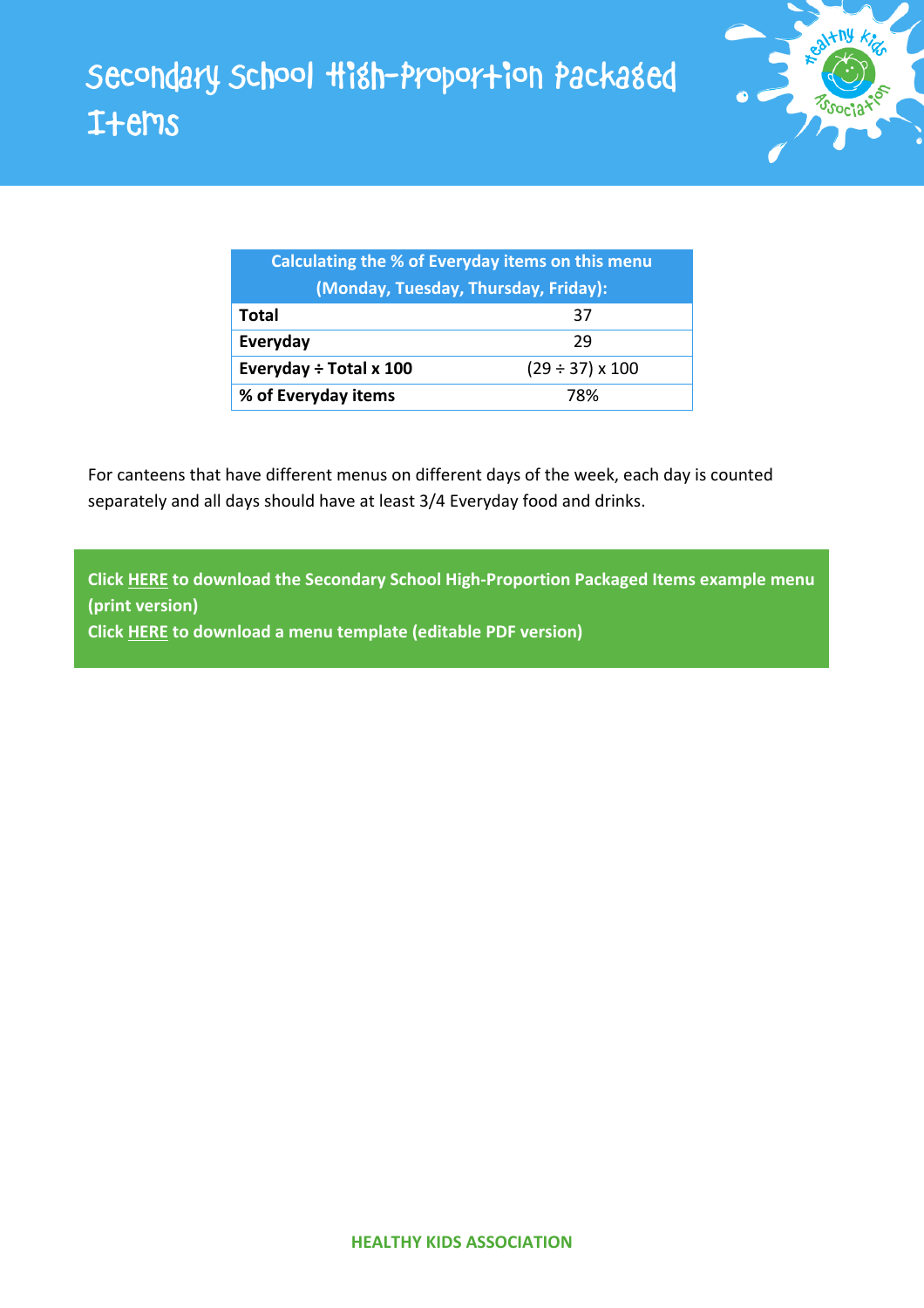# Secondary School High-Proportion Packaged Items

| Calculating the % of Everyday items on this menu (Monday, Tuesday, Thursday, Friday): | |
|---|---|
| **Total** | 37 |
| **Everyday** | 29 |
| **Everyday ÷ Total x 100** | (29 ÷ 37) x 100 |
| **% of Everyday items** | 78% |

For canteens that have different menus on different days of the week, each day is counted separately and all days should have at least 3/4 Everyday food and drinks.

**Click HERE to download the Secondary School High-Proportion Packaged Items example menu (print version)**
**Click HERE to download a menu template (editable PDF version)**